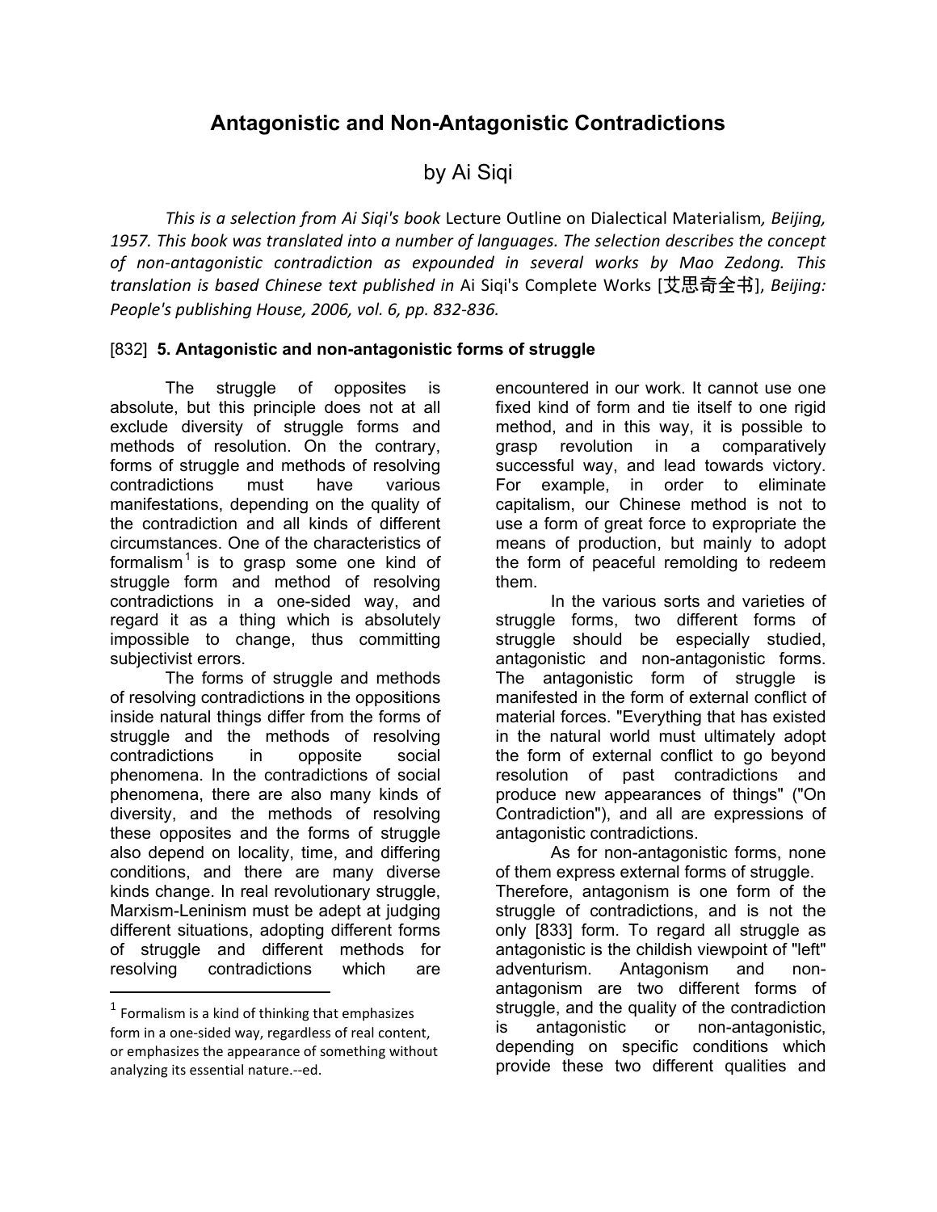# Antagonistic and Non-Antagonistic Contradictions

## by Ai Siqi

*This is a selection from Ai Siqi's book* Lecture Outline on Dialectical Materialism*, Beijing, 1957. This book was translated into a number of languages. The selection describes the concept of non-antagonistic contradiction as expounded in several works by Mao Zedong. This translation is based Chinese text published in* Ai Siqi's Complete Works [艾思奇全书], *Beijing: People's publishing House, 2006, vol. 6, pp. 832-836.*

[832] **5. Antagonistic and non-antagonistic forms of struggle**

The struggle of opposites is absolute, but this principle does not at all exclude diversity of struggle forms and methods of resolution. On the contrary, forms of struggle and methods of resolving contradictions must have various manifestations, depending on the quality of the contradiction and all kinds of different circumstances. One of the characteristics of formalism[1] is to grasp some one kind of struggle form and method of resolving contradictions in a one-sided way, and regard it as a thing which is absolutely impossible to change, thus committing subjectivist errors.

The forms of struggle and methods of resolving contradictions in the oppositions inside natural things differ from the forms of struggle and the methods of resolving contradictions in opposite social phenomena. In the contradictions of social phenomena, there are also many kinds of diversity, and the methods of resolving these opposites and the forms of struggle also depend on locality, time, and differing conditions, and there are many diverse kinds change. In real revolutionary struggle, Marxism-Leninism must be adept at judging different situations, adopting different forms of struggle and different methods for resolving contradictions which are encountered in our work. It cannot use one fixed kind of form and tie itself to one rigid method, and in this way, it is possible to grasp revolution in a comparatively successful way, and lead towards victory. For example, in order to eliminate capitalism, our Chinese method is not to use a form of great force to expropriate the means of production, but mainly to adopt the form of peaceful remolding to redeem them.

In the various sorts and varieties of struggle forms, two different forms of struggle should be especially studied, antagonistic and non-antagonistic forms. The antagonistic form of struggle is manifested in the form of external conflict of material forces. "Everything that has existed in the natural world must ultimately adopt the form of external conflict to go beyond resolution of past contradictions and produce new appearances of things" ("On Contradiction"), and all are expressions of antagonistic contradictions.

As for non-antagonistic forms, none of them express external forms of struggle. Therefore, antagonism is one form of the struggle of contradictions, and is not the only [833] form. To regard all struggle as antagonistic is the childish viewpoint of "left" adventurism. Antagonism and non-antagonism are two different forms of struggle, and the quality of the contradiction is antagonistic or non-antagonistic, depending on specific conditions which provide these two different qualities and

[1] Formalism is a kind of thinking that emphasizes form in a one-sided way, regardless of real content, or emphasizes the appearance of something without analyzing its essential nature.--ed.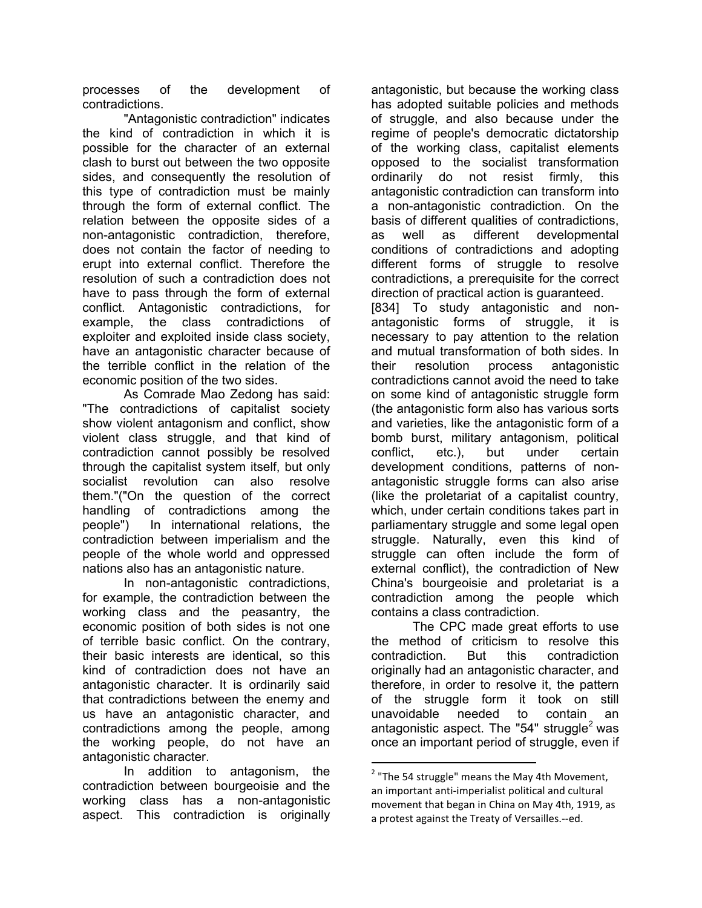processes of the development of contradictions.

"Antagonistic contradiction" indicates the kind of contradiction in which it is possible for the character of an external clash to burst out between the two opposite sides, and consequently the resolution of this type of contradiction must be mainly through the form of external conflict. The relation between the opposite sides of a non-antagonistic contradiction, therefore, does not contain the factor of needing to erupt into external conflict. Therefore the resolution of such a contradiction does not have to pass through the form of external conflict. Antagonistic contradictions, for example, the class contradictions of exploiter and exploited inside class society, have an antagonistic character because of the terrible conflict in the relation of the economic position of the two sides.

As Comrade Mao Zedong has said: "The contradictions of capitalist society show violent antagonism and conflict, show violent class struggle, and that kind of contradiction cannot possibly be resolved through the capitalist system itself, but only socialist revolution can also resolve them."("On the question of the correct handling of contradictions among the people") In international relations, the contradiction between imperialism and the people of the whole world and oppressed nations also has an antagonistic nature.

In non-antagonistic contradictions, for example, the contradiction between the working class and the peasantry, the economic position of both sides is not one of terrible basic conflict. On the contrary, their basic interests are identical, so this kind of contradiction does not have an antagonistic character. It is ordinarily said that contradictions between the enemy and us have an antagonistic character, and contradictions among the people, among the working people, do not have an antagonistic character.

In addition to antagonism, the contradiction between bourgeoisie and the working class has a non-antagonistic aspect. This contradiction is originally antagonistic, but because the working class has adopted suitable policies and methods of struggle, and also because under the regime of people's democratic dictatorship of the working class, capitalist elements opposed to the socialist transformation ordinarily do not resist firmly, this antagonistic contradiction can transform into a non-antagonistic contradiction. On the basis of different qualities of contradictions, as well as different developmental conditions of contradictions and adopting different forms of struggle to resolve contradictions, a prerequisite for the correct direction of practical action is guaranteed.

[834] To study antagonistic and non-antagonistic forms of struggle, it is necessary to pay attention to the relation and mutual transformation of both sides. In their resolution process antagonistic contradictions cannot avoid the need to take on some kind of antagonistic struggle form (the antagonistic form also has various sorts and varieties, like the antagonistic form of a bomb burst, military antagonism, political conflict, etc.), but under certain development conditions, patterns of non-antagonistic struggle forms can also arise (like the proletariat of a capitalist country, which, under certain conditions takes part in parliamentary struggle and some legal open struggle. Naturally, even this kind of struggle can often include the form of external conflict), the contradiction of New China's bourgeoisie and proletariat is a contradiction among the people which contains a class contradiction.

The CPC made great efforts to use the method of criticism to resolve this contradiction. But this contradiction originally had an antagonistic character, and therefore, in order to resolve it, the pattern of the struggle form it took on still unavoidable needed to contain an antagonistic aspect. The "54" struggle[2] was once an important period of struggle, even if

[2] "The 54 struggle" means the May 4th Movement, an important anti-imperialist political and cultural movement that began in China on May 4th, 1919, as a protest against the Treaty of Versailles.--ed.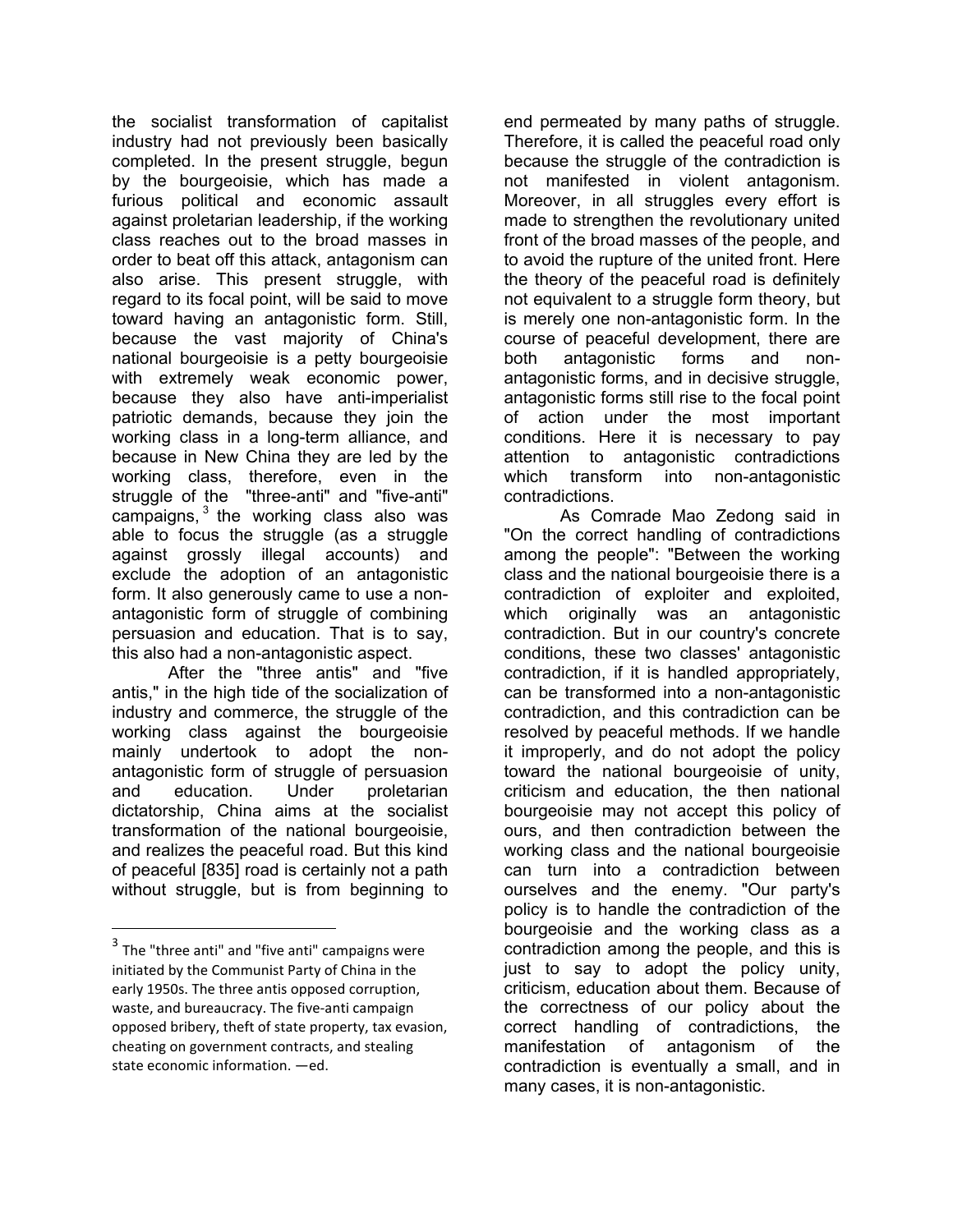the socialist transformation of capitalist industry had not previously been basically completed. In the present struggle, begun by the bourgeoisie, which has made a furious political and economic assault against proletarian leadership, if the working class reaches out to the broad masses in order to beat off this attack, antagonism can also arise. This present struggle, with regard to its focal point, will be said to move toward having an antagonistic form. Still, because the vast majority of China's national bourgeoisie is a petty bourgeoisie with extremely weak economic power, because they also have anti-imperialist patriotic demands, because they join the working class in a long-term alliance, and because in New China they are led by the working class, therefore, even in the struggle of the "three-anti" and "five-anti" campaigns,[3] the working class also was able to focus the struggle (as a struggle against grossly illegal accounts) and exclude the adoption of an antagonistic form. It also generously came to use a non-antagonistic form of struggle of combining persuasion and education. That is to say, this also had a non-antagonistic aspect.

After the "three antis" and "five antis," in the high tide of the socialization of industry and commerce, the struggle of the working class against the bourgeoisie mainly undertook to adopt the non-antagonistic form of struggle of persuasion and education. Under proletarian dictatorship, China aims at the socialist transformation of the national bourgeoisie, and realizes the peaceful road. But this kind of peaceful [835] road is certainly not a path without struggle, but is from beginning to end permeated by many paths of struggle. Therefore, it is called the peaceful road only because the struggle of the contradiction is not manifested in violent antagonism. Moreover, in all struggles every effort is made to strengthen the revolutionary united front of the broad masses of the people, and to avoid the rupture of the united front. Here the theory of the peaceful road is definitely not equivalent to a struggle form theory, but is merely one non-antagonistic form. In the course of peaceful development, there are both antagonistic forms and non-antagonistic forms, and in decisive struggle, antagonistic forms still rise to the focal point of action under the most important conditions. Here it is necessary to pay attention to antagonistic contradictions which transform into non-antagonistic contradictions.

As Comrade Mao Zedong said in "On the correct handling of contradictions among the people": "Between the working class and the national bourgeoisie there is a contradiction of exploiter and exploited, which originally was an antagonistic contradiction. But in our country's concrete conditions, these two classes' antagonistic contradiction, if it is handled appropriately, can be transformed into a non-antagonistic contradiction, and this contradiction can be resolved by peaceful methods. If we handle it improperly, and do not adopt the policy toward the national bourgeoisie of unity, criticism and education, the then national bourgeoisie may not accept this policy of ours, and then contradiction between the working class and the national bourgeoisie can turn into a contradiction between ourselves and the enemy. "Our party's policy is to handle the contradiction of the bourgeoisie and the working class as a contradiction among the people, and this is just to say to adopt the policy unity, criticism, education about them. Because of the correctness of our policy about the correct handling of contradictions, the manifestation of antagonism of the contradiction is eventually a small, and in many cases, it is non-antagonistic.

[3] The "three anti" and "five anti" campaigns were initiated by the Communist Party of China in the early 1950s. The three antis opposed corruption, waste, and bureaucracy. The five-anti campaign opposed bribery, theft of state property, tax evasion, cheating on government contracts, and stealing state economic information. —ed.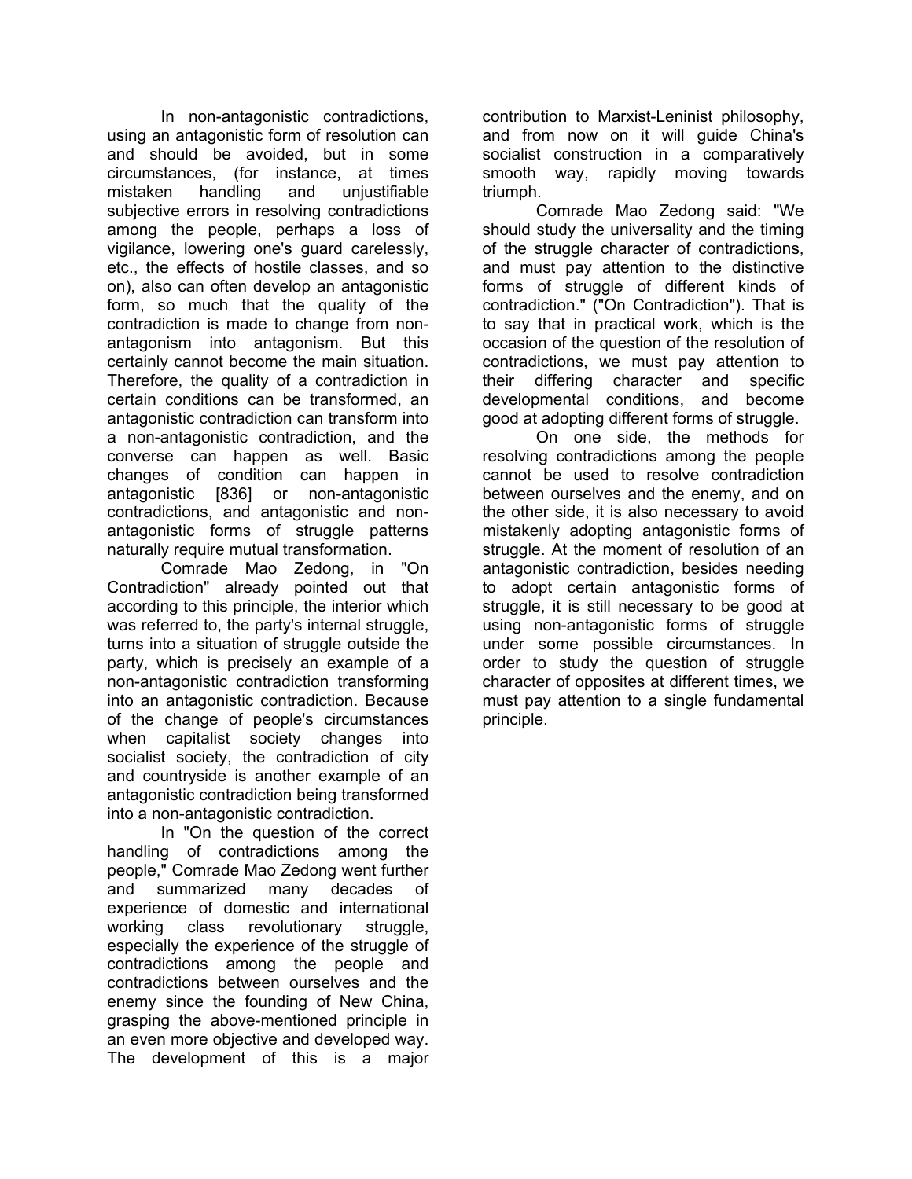In non-antagonistic contradictions, using an antagonistic form of resolution can and should be avoided, but in some circumstances, (for instance, at times mistaken handling and unjustifiable subjective errors in resolving contradictions among the people, perhaps a loss of vigilance, lowering one's guard carelessly, etc., the effects of hostile classes, and so on), also can often develop an antagonistic form, so much that the quality of the contradiction is made to change from non-antagonism into antagonism. But this certainly cannot become the main situation. Therefore, the quality of a contradiction in certain conditions can be transformed, an antagonistic contradiction can transform into a non-antagonistic contradiction, and the converse can happen as well. Basic changes of condition can happen in antagonistic [836] or non-antagonistic contradictions, and antagonistic and non-antagonistic forms of struggle patterns naturally require mutual transformation.

Comrade Mao Zedong, in "On Contradiction" already pointed out that according to this principle, the interior which was referred to, the party's internal struggle, turns into a situation of struggle outside the party, which is precisely an example of a non-antagonistic contradiction transforming into an antagonistic contradiction. Because of the change of people's circumstances when capitalist society changes into socialist society, the contradiction of city and countryside is another example of an antagonistic contradiction being transformed into a non-antagonistic contradiction.

In "On the question of the correct handling of contradictions among the people," Comrade Mao Zedong went further and summarized many decades of experience of domestic and international working class revolutionary struggle, especially the experience of the struggle of contradictions among the people and contradictions between ourselves and the enemy since the founding of New China, grasping the above-mentioned principle in an even more objective and developed way. The development of this is a major contribution to Marxist-Leninist philosophy, and from now on it will guide China's socialist construction in a comparatively smooth way, rapidly moving towards triumph.

Comrade Mao Zedong said: "We should study the universality and the timing of the struggle character of contradictions, and must pay attention to the distinctive forms of struggle of different kinds of contradiction." ("On Contradiction"). That is to say that in practical work, which is the occasion of the question of the resolution of contradictions, we must pay attention to their differing character and specific developmental conditions, and become good at adopting different forms of struggle.

On one side, the methods for resolving contradictions among the people cannot be used to resolve contradiction between ourselves and the enemy, and on the other side, it is also necessary to avoid mistakenly adopting antagonistic forms of struggle. At the moment of resolution of an antagonistic contradiction, besides needing to adopt certain antagonistic forms of struggle, it is still necessary to be good at using non-antagonistic forms of struggle under some possible circumstances. In order to study the question of struggle character of opposites at different times, we must pay attention to a single fundamental principle.